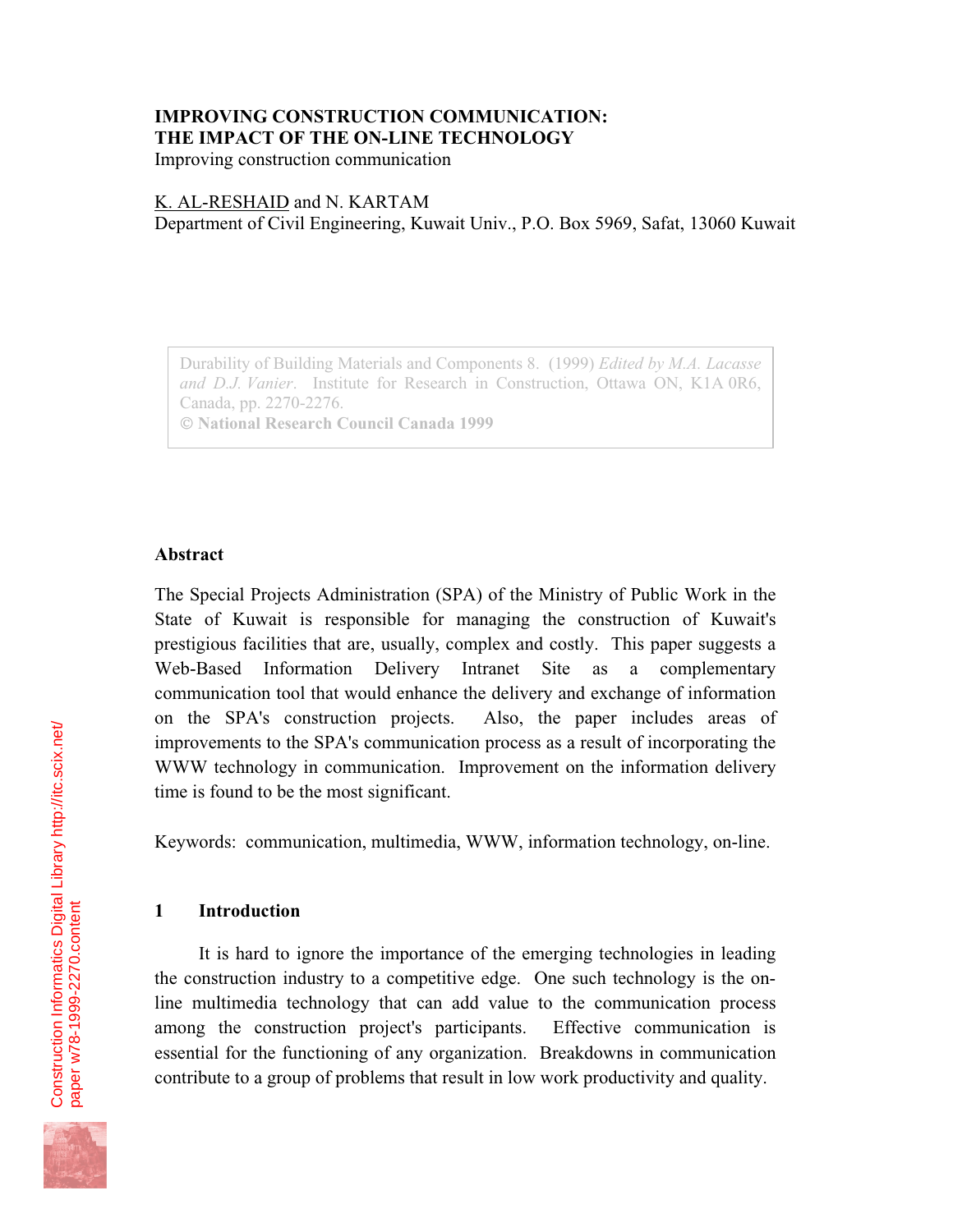# IMPROVING CONSTRUCTION COMMUNICATION: THE IMPACT OF THE ON-LINE TECHNOLOGY

Improving construction communication

K. AL-RESHAID and N. KARTAM
Department of Civil Engineering, Kuwait Univ., P.O. Box 5969, Safat, 13060 Kuwait

Durability of Building Materials and Components 8. (1999) *Edited by M.A. Lacasse and D.J. Vanier*. Institute for Research in Construction, Ottawa ON, K1A 0R6, Canada, pp. 2270-2276.
© **National Research Council Canada 1999**

## Abstract

The Special Projects Administration (SPA) of the Ministry of Public Work in the State of Kuwait is responsible for managing the construction of Kuwait's prestigious facilities that are, usually, complex and costly. This paper suggests a Web-Based Information Delivery Intranet Site as a complementary communication tool that would enhance the delivery and exchange of information on the SPA's construction projects. Also, the paper includes areas of improvements to the SPA's communication process as a result of incorporating the WWW technology in communication. Improvement on the information delivery time is found to be the most significant.

Keywords: communication, multimedia, WWW, information technology, on-line.

## 1 Introduction

It is hard to ignore the importance of the emerging technologies in leading the construction industry to a competitive edge. One such technology is the on-line multimedia technology that can add value to the communication process among the construction project's participants. Effective communication is essential for the functioning of any organization. Breakdowns in communication contribute to a group of problems that result in low work productivity and quality.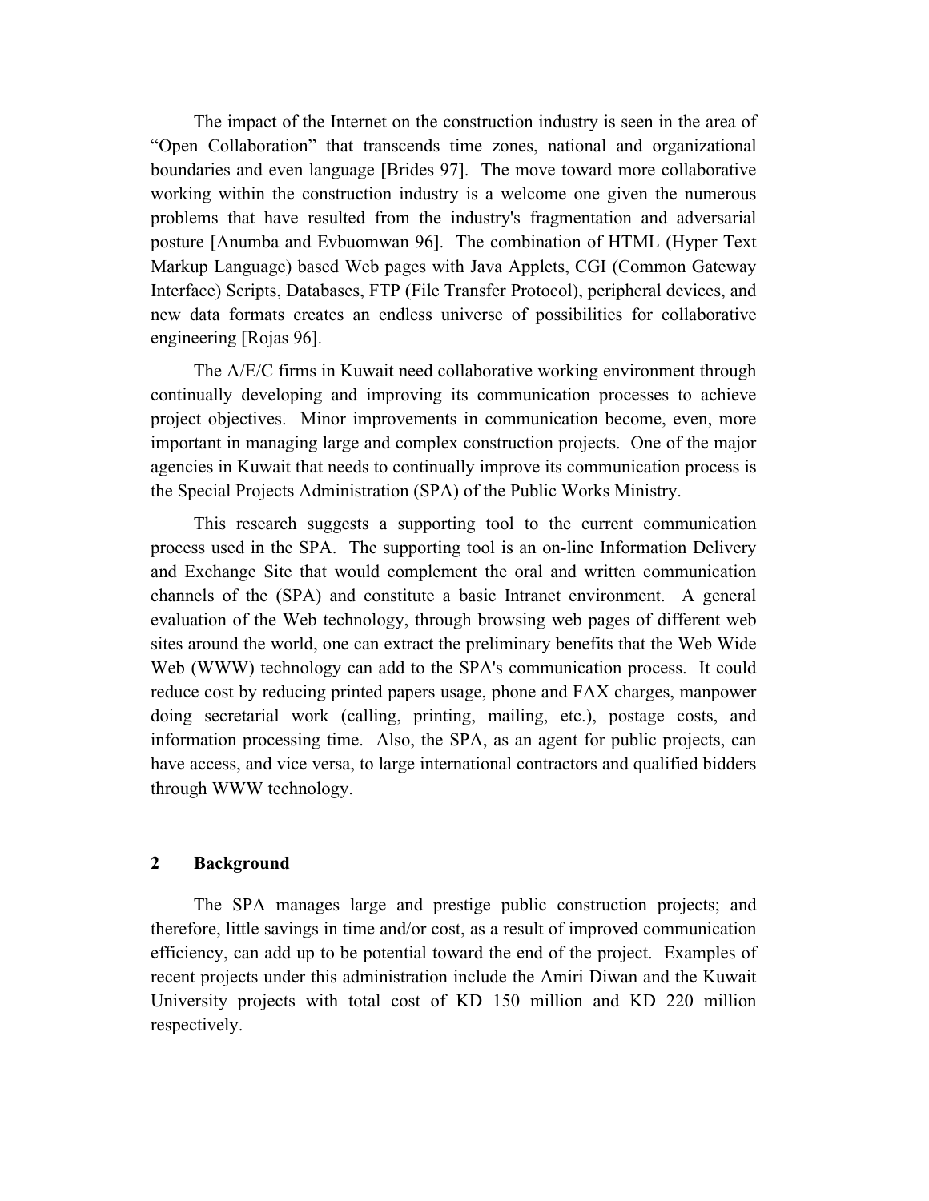The impact of the Internet on the construction industry is seen in the area of "Open Collaboration" that transcends time zones, national and organizational boundaries and even language [Brides 97]. The move toward more collaborative working within the construction industry is a welcome one given the numerous problems that have resulted from the industry's fragmentation and adversarial posture [Anumba and Evbuomwan 96]. The combination of HTML (Hyper Text Markup Language) based Web pages with Java Applets, CGI (Common Gateway Interface) Scripts, Databases, FTP (File Transfer Protocol), peripheral devices, and new data formats creates an endless universe of possibilities for collaborative engineering [Rojas 96].

The A/E/C firms in Kuwait need collaborative working environment through continually developing and improving its communication processes to achieve project objectives. Minor improvements in communication become, even, more important in managing large and complex construction projects. One of the major agencies in Kuwait that needs to continually improve its communication process is the Special Projects Administration (SPA) of the Public Works Ministry.

This research suggests a supporting tool to the current communication process used in the SPA. The supporting tool is an on-line Information Delivery and Exchange Site that would complement the oral and written communication channels of the (SPA) and constitute a basic Intranet environment. A general evaluation of the Web technology, through browsing web pages of different web sites around the world, one can extract the preliminary benefits that the Web Wide Web (WWW) technology can add to the SPA's communication process. It could reduce cost by reducing printed papers usage, phone and FAX charges, manpower doing secretarial work (calling, printing, mailing, etc.), postage costs, and information processing time. Also, the SPA, as an agent for public projects, can have access, and vice versa, to large international contractors and qualified bidders through WWW technology.

## 2 Background

The SPA manages large and prestige public construction projects; and therefore, little savings in time and/or cost, as a result of improved communication efficiency, can add up to be potential toward the end of the project. Examples of recent projects under this administration include the Amiri Diwan and the Kuwait University projects with total cost of KD 150 million and KD 220 million respectively.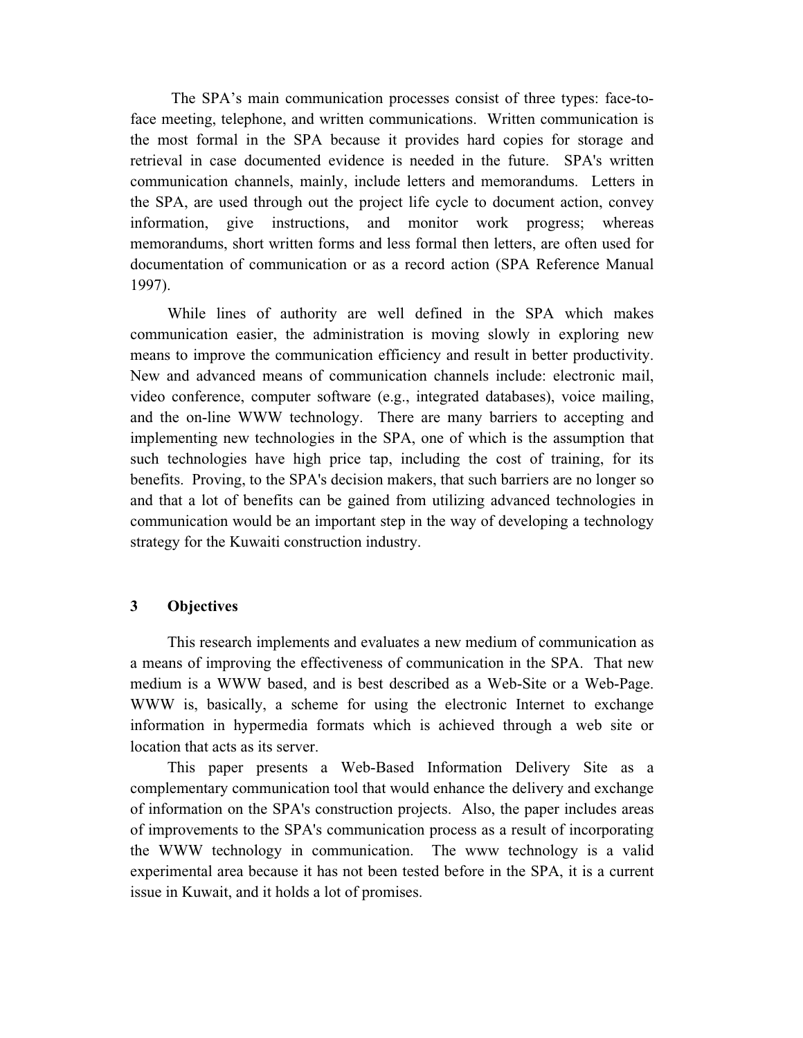The SPA's main communication processes consist of three types: face-to-face meeting, telephone, and written communications. Written communication is the most formal in the SPA because it provides hard copies for storage and retrieval in case documented evidence is needed in the future. SPA's written communication channels, mainly, include letters and memorandums. Letters in the SPA, are used through out the project life cycle to document action, convey information, give instructions, and monitor work progress; whereas memorandums, short written forms and less formal then letters, are often used for documentation of communication or as a record action (SPA Reference Manual 1997).

While lines of authority are well defined in the SPA which makes communication easier, the administration is moving slowly in exploring new means to improve the communication efficiency and result in better productivity. New and advanced means of communication channels include: electronic mail, video conference, computer software (e.g., integrated databases), voice mailing, and the on-line WWW technology. There are many barriers to accepting and implementing new technologies in the SPA, one of which is the assumption that such technologies have high price tap, including the cost of training, for its benefits. Proving, to the SPA's decision makers, that such barriers are no longer so and that a lot of benefits can be gained from utilizing advanced technologies in communication would be an important step in the way of developing a technology strategy for the Kuwaiti construction industry.

## 3 Objectives

This research implements and evaluates a new medium of communication as a means of improving the effectiveness of communication in the SPA. That new medium is a WWW based, and is best described as a Web-Site or a Web-Page. WWW is, basically, a scheme for using the electronic Internet to exchange information in hypermedia formats which is achieved through a web site or location that acts as its server.

This paper presents a Web-Based Information Delivery Site as a complementary communication tool that would enhance the delivery and exchange of information on the SPA's construction projects. Also, the paper includes areas of improvements to the SPA's communication process as a result of incorporating the WWW technology in communication. The www technology is a valid experimental area because it has not been tested before in the SPA, it is a current issue in Kuwait, and it holds a lot of promises.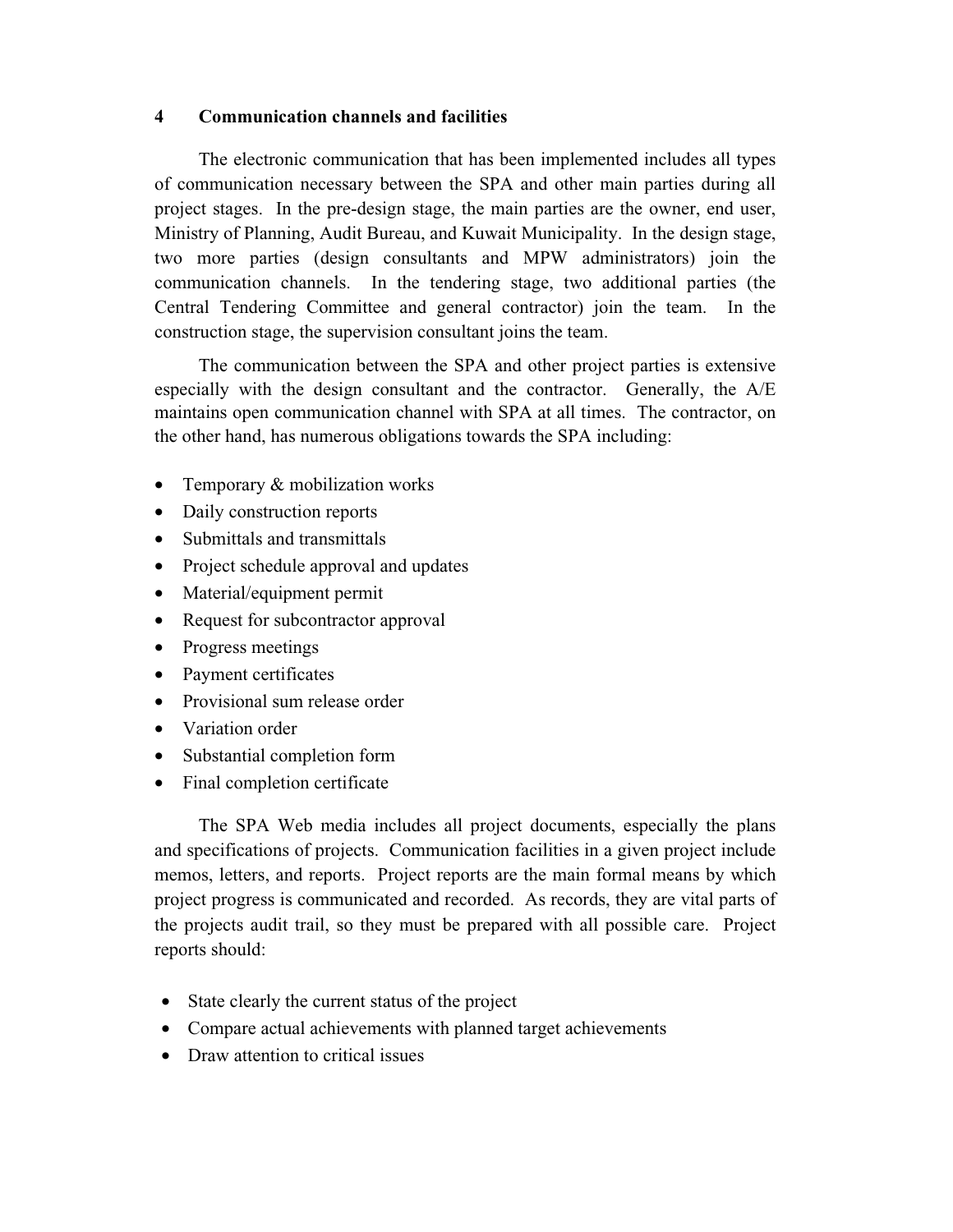## 4 Communication channels and facilities

The electronic communication that has been implemented includes all types of communication necessary between the SPA and other main parties during all project stages. In the pre-design stage, the main parties are the owner, end user, Ministry of Planning, Audit Bureau, and Kuwait Municipality. In the design stage, two more parties (design consultants and MPW administrators) join the communication channels. In the tendering stage, two additional parties (the Central Tendering Committee and general contractor) join the team. In the construction stage, the supervision consultant joins the team.

The communication between the SPA and other project parties is extensive especially with the design consultant and the contractor. Generally, the A/E maintains open communication channel with SPA at all times. The contractor, on the other hand, has numerous obligations towards the SPA including:

- Temporary & mobilization works
- Daily construction reports
- Submittals and transmittals
- Project schedule approval and updates
- Material/equipment permit
- Request for subcontractor approval
- Progress meetings
- Payment certificates
- Provisional sum release order
- Variation order
- Substantial completion form
- Final completion certificate

The SPA Web media includes all project documents, especially the plans and specifications of projects. Communication facilities in a given project include memos, letters, and reports. Project reports are the main formal means by which project progress is communicated and recorded. As records, they are vital parts of the projects audit trail, so they must be prepared with all possible care. Project reports should:

- State clearly the current status of the project
- Compare actual achievements with planned target achievements
- Draw attention to critical issues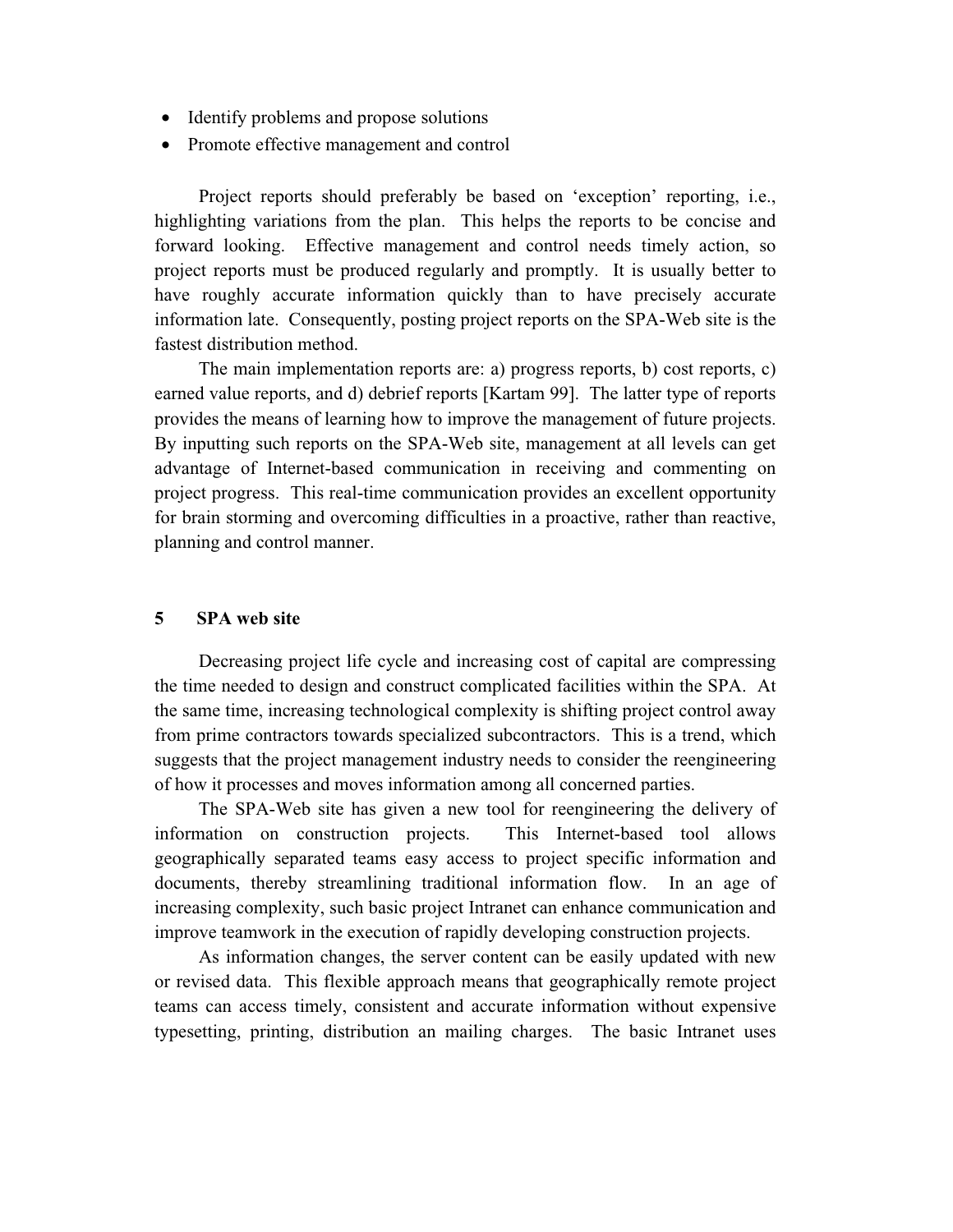- Identify problems and propose solutions
- Promote effective management and control

Project reports should preferably be based on 'exception' reporting, i.e., highlighting variations from the plan. This helps the reports to be concise and forward looking. Effective management and control needs timely action, so project reports must be produced regularly and promptly. It is usually better to have roughly accurate information quickly than to have precisely accurate information late. Consequently, posting project reports on the SPA-Web site is the fastest distribution method.

The main implementation reports are: a) progress reports, b) cost reports, c) earned value reports, and d) debrief reports [Kartam 99]. The latter type of reports provides the means of learning how to improve the management of future projects. By inputting such reports on the SPA-Web site, management at all levels can get advantage of Internet-based communication in receiving and commenting on project progress. This real-time communication provides an excellent opportunity for brain storming and overcoming difficulties in a proactive, rather than reactive, planning and control manner.

## 5 SPA web site

Decreasing project life cycle and increasing cost of capital are compressing the time needed to design and construct complicated facilities within the SPA. At the same time, increasing technological complexity is shifting project control away from prime contractors towards specialized subcontractors. This is a trend, which suggests that the project management industry needs to consider the reengineering of how it processes and moves information among all concerned parties.

The SPA-Web site has given a new tool for reengineering the delivery of information on construction projects. This Internet-based tool allows geographically separated teams easy access to project specific information and documents, thereby streamlining traditional information flow. In an age of increasing complexity, such basic project Intranet can enhance communication and improve teamwork in the execution of rapidly developing construction projects.

As information changes, the server content can be easily updated with new or revised data. This flexible approach means that geographically remote project teams can access timely, consistent and accurate information without expensive typesetting, printing, distribution an mailing charges. The basic Intranet uses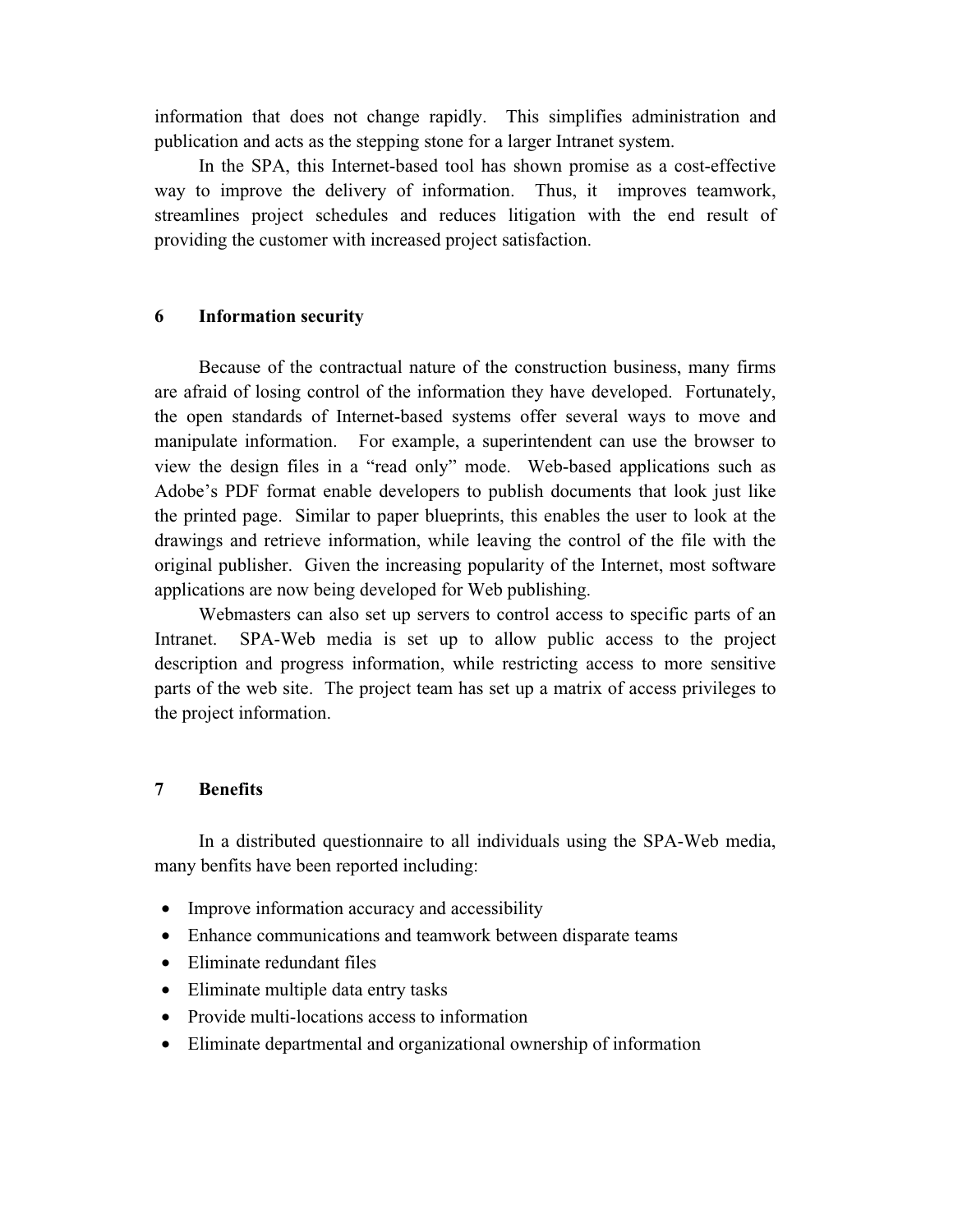information that does not change rapidly. This simplifies administration and publication and acts as the stepping stone for a larger Intranet system.

In the SPA, this Internet-based tool has shown promise as a cost-effective way to improve the delivery of information. Thus, it improves teamwork, streamlines project schedules and reduces litigation with the end result of providing the customer with increased project satisfaction.

## 6 Information security

Because of the contractual nature of the construction business, many firms are afraid of losing control of the information they have developed. Fortunately, the open standards of Internet-based systems offer several ways to move and manipulate information. For example, a superintendent can use the browser to view the design files in a "read only" mode. Web-based applications such as Adobe's PDF format enable developers to publish documents that look just like the printed page. Similar to paper blueprints, this enables the user to look at the drawings and retrieve information, while leaving the control of the file with the original publisher. Given the increasing popularity of the Internet, most software applications are now being developed for Web publishing.

Webmasters can also set up servers to control access to specific parts of an Intranet. SPA-Web media is set up to allow public access to the project description and progress information, while restricting access to more sensitive parts of the web site. The project team has set up a matrix of access privileges to the project information.

## 7 Benefits

In a distributed questionnaire to all individuals using the SPA-Web media, many benfits have been reported including:

- Improve information accuracy and accessibility
- Enhance communications and teamwork between disparate teams
- Eliminate redundant files
- Eliminate multiple data entry tasks
- Provide multi-locations access to information
- Eliminate departmental and organizational ownership of information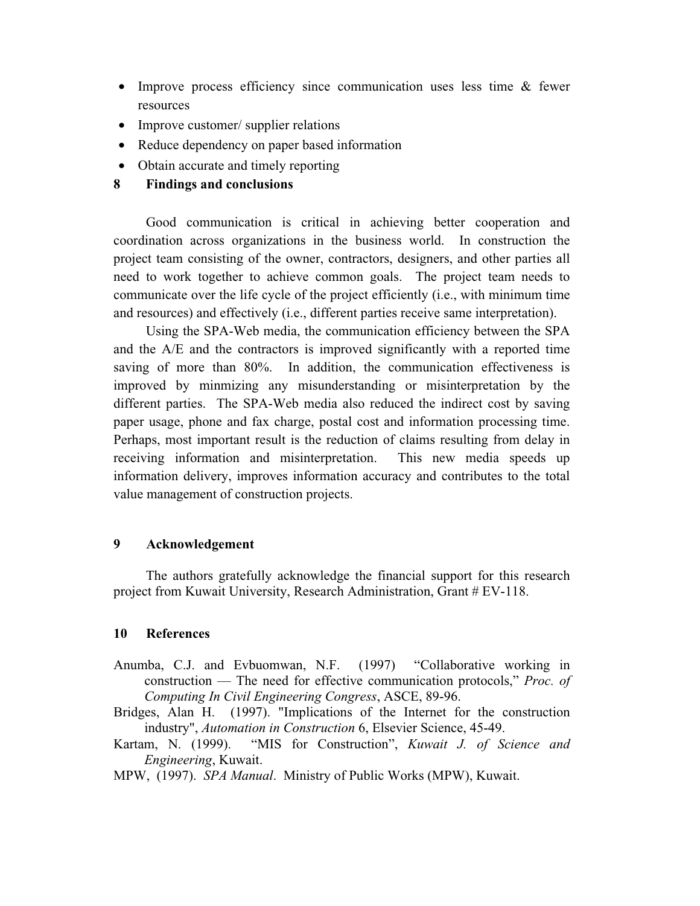- Improve process efficiency since communication uses less time & fewer resources
- Improve customer/ supplier relations
- Reduce dependency on paper based information
- Obtain accurate and timely reporting

## 8 Findings and conclusions

Good communication is critical in achieving better cooperation and coordination across organizations in the business world. In construction the project team consisting of the owner, contractors, designers, and other parties all need to work together to achieve common goals. The project team needs to communicate over the life cycle of the project efficiently (i.e., with minimum time and resources) and effectively (i.e., different parties receive same interpretation).

Using the SPA-Web media, the communication efficiency between the SPA and the A/E and the contractors is improved significantly with a reported time saving of more than 80%. In addition, the communication effectiveness is improved by minmizing any misunderstanding or misinterpretation by the different parties. The SPA-Web media also reduced the indirect cost by saving paper usage, phone and fax charge, postal cost and information processing time. Perhaps, most important result is the reduction of claims resulting from delay in receiving information and misinterpretation. This new media speeds up information delivery, improves information accuracy and contributes to the total value management of construction projects.

## 9 Acknowledgement

The authors gratefully acknowledge the financial support for this research project from Kuwait University, Research Administration, Grant # EV-118.

## 10 References

Anumba, C.J. and Evbuomwan, N.F. (1997) "Collaborative working in construction — The need for effective communication protocols," *Proc. of Computing In Civil Engineering Congress*, ASCE, 89-96.

Bridges, Alan H. (1997). "Implications of the Internet for the construction industry", *Automation in Construction* 6, Elsevier Science, 45-49.

Kartam, N. (1999). "MIS for Construction", *Kuwait J. of Science and Engineering*, Kuwait.

MPW, (1997). *SPA Manual*. Ministry of Public Works (MPW), Kuwait.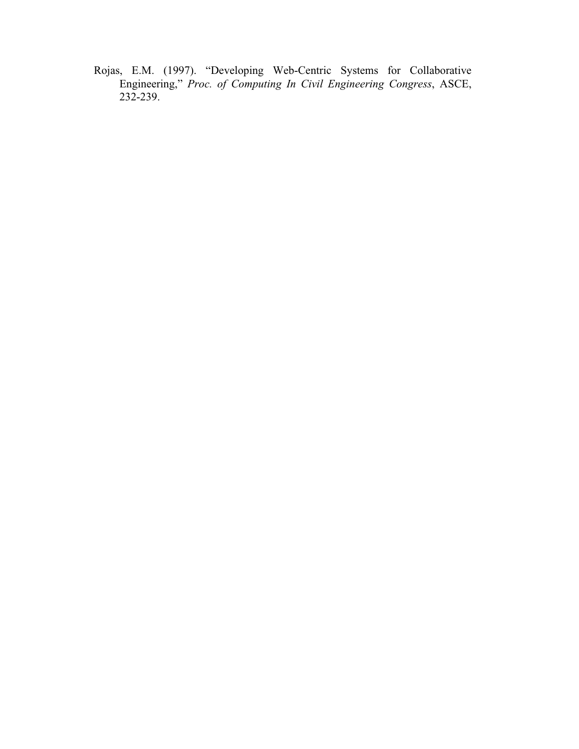Rojas, E.M. (1997). “Developing Web-Centric Systems for Collaborative Engineering,” *Proc. of Computing In Civil Engineering Congress*, ASCE, 232-239.